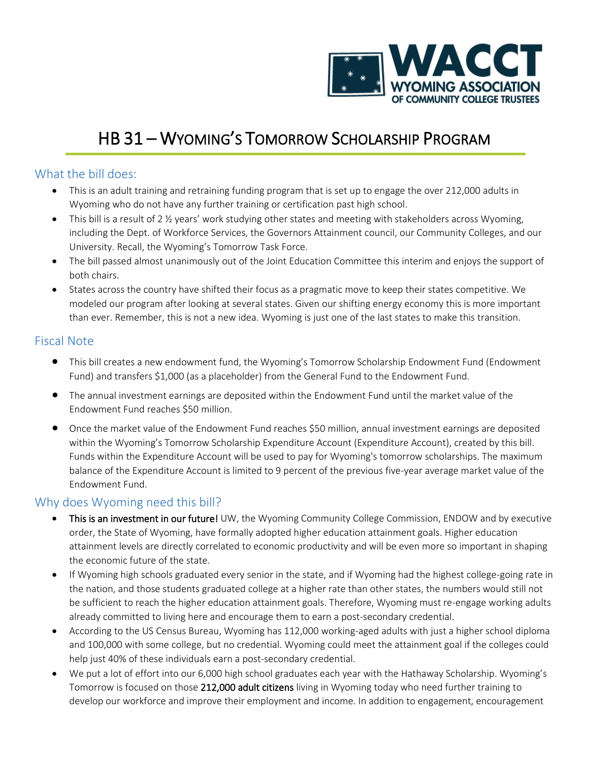WACCT
WYOMING ASSOCIATION OF COMMUNITY COLLEGE TRUSTEES

# HB 31 – Wyoming's Tomorrow Scholarship Program

## What the bill does:

- This is an adult training and retraining funding program that is set up to engage the over 212,000 adults in Wyoming who do not have any further training or certification past high school.
- This bill is a result of 2 ½ years' work studying other states and meeting with stakeholders across Wyoming, including the Dept. of Workforce Services, the Governors Attainment council, our Community Colleges, and our University. Recall, the Wyoming's Tomorrow Task Force.
- The bill passed almost unanimously out of the Joint Education Committee this interim and enjoys the support of both chairs.
- States across the country have shifted their focus as a pragmatic move to keep their states competitive. We modeled our program after looking at several states. Given our shifting energy economy this is more important than ever. Remember, this is not a new idea. Wyoming is just one of the last states to make this transition.

## Fiscal Note

- This bill creates a new endowment fund, the Wyoming's Tomorrow Scholarship Endowment Fund (Endowment Fund) and transfers $1,000 (as a placeholder) from the General Fund to the Endowment Fund.
- The annual investment earnings are deposited within the Endowment Fund until the market value of the Endowment Fund reaches $50 million.
- Once the market value of the Endowment Fund reaches $50 million, annual investment earnings are deposited within the Wyoming's Tomorrow Scholarship Expenditure Account (Expenditure Account), created by this bill. Funds within the Expenditure Account will be used to pay for Wyoming's tomorrow scholarships. The maximum balance of the Expenditure Account is limited to 9 percent of the previous five-year average market value of the Endowment Fund.

## Why does Wyoming need this bill?

- **This is an investment in our future!** UW, the Wyoming Community College Commission, ENDOW and by executive order, the State of Wyoming, have formally adopted higher education attainment goals. Higher education attainment levels are directly correlated to economic productivity and will be even more so important in shaping the economic future of the state.
- If Wyoming high schools graduated every senior in the state, and if Wyoming had the highest college-going rate in the nation, and those students graduated college at a higher rate than other states, the numbers would still not be sufficient to reach the higher education attainment goals. Therefore, Wyoming must re-engage working adults already committed to living here and encourage them to earn a post-secondary credential.
- According to the US Census Bureau, Wyoming has 112,000 working-aged adults with just a higher school diploma and 100,000 with some college, but no credential. Wyoming could meet the attainment goal if the colleges could help just 40% of these individuals earn a post-secondary credential.
- We put a lot of effort into our 6,000 high school graduates each year with the Hathaway Scholarship. Wyoming's Tomorrow is focused on those **212,000 adult citizens** living in Wyoming today who need further training to develop our workforce and improve their employment and income. In addition to engagement, encouragement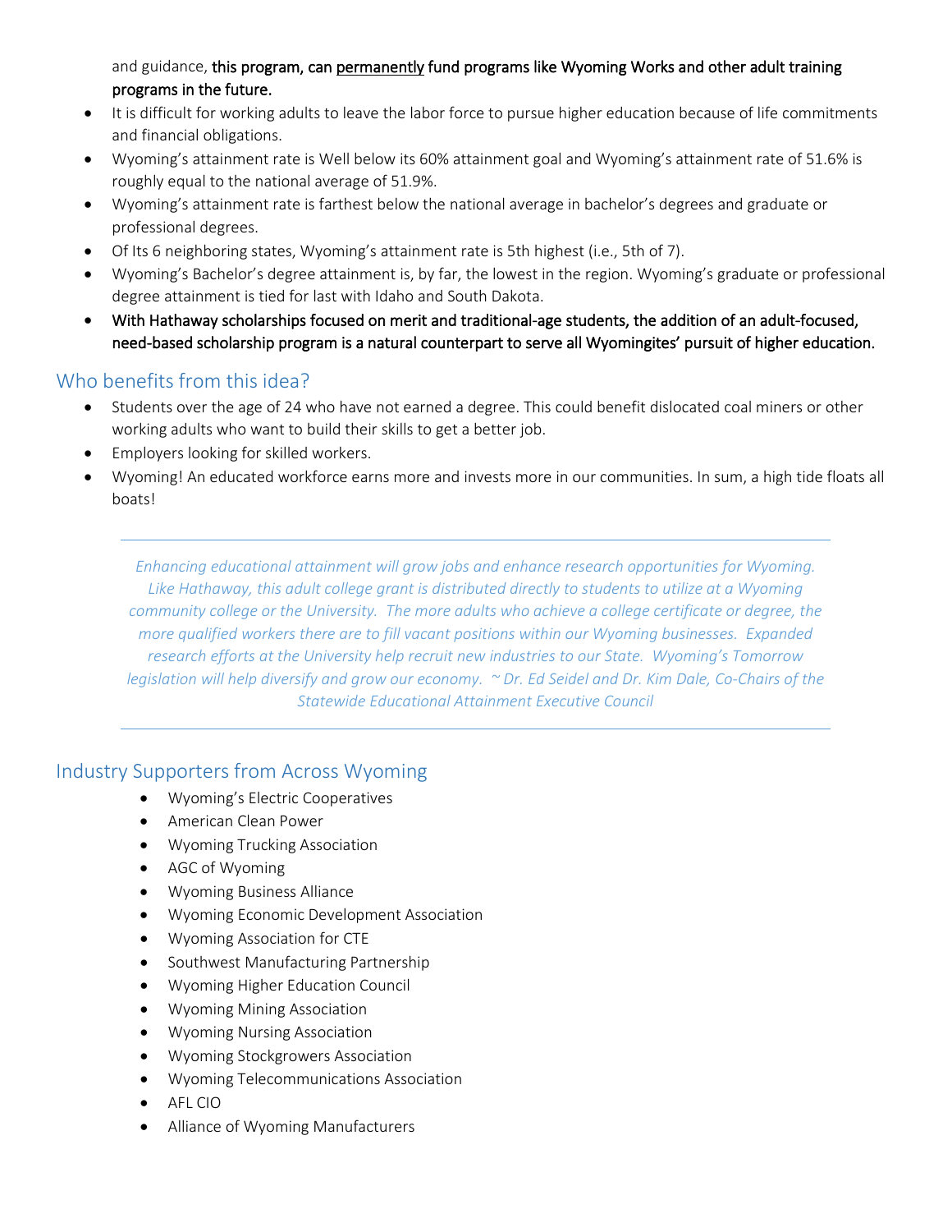and guidance, **this program, can <u>permanently</u> fund programs like Wyoming Works and other adult training programs in the future.**

- It is difficult for working adults to leave the labor force to pursue higher education because of life commitments and financial obligations.
- Wyoming's attainment rate is Well below its 60% attainment goal and Wyoming's attainment rate of 51.6% is roughly equal to the national average of 51.9%.
- Wyoming's attainment rate is farthest below the national average in bachelor's degrees and graduate or professional degrees.
- Of Its 6 neighboring states, Wyoming's attainment rate is 5th highest (i.e., 5th of 7).
- Wyoming's Bachelor's degree attainment is, by far, the lowest in the region. Wyoming's graduate or professional degree attainment is tied for last with Idaho and South Dakota.
- **With Hathaway scholarships focused on merit and traditional-age students, the addition of an adult-focused, need-based scholarship program is a natural counterpart to serve all Wyomingites' pursuit of higher education.**

## Who benefits from this idea?

- Students over the age of 24 who have not earned a degree. This could benefit dislocated coal miners or other working adults who want to build their skills to get a better job.
- Employers looking for skilled workers.
- Wyoming! An educated workforce earns more and invests more in our communities. In sum, a high tide floats all boats!

---

*Enhancing educational attainment will grow jobs and enhance research opportunities for Wyoming. Like Hathaway, this adult college grant is distributed directly to students to utilize at a Wyoming community college or the University. The more adults who achieve a college certificate or degree, the more qualified workers there are to fill vacant positions within our Wyoming businesses. Expanded research efforts at the University help recruit new industries to our State. Wyoming's Tomorrow legislation will help diversify and grow our economy. ~ Dr. Ed Seidel and Dr. Kim Dale, Co-Chairs of the Statewide Educational Attainment Executive Council*

---

## Industry Supporters from Across Wyoming

- Wyoming's Electric Cooperatives
- American Clean Power
- Wyoming Trucking Association
- AGC of Wyoming
- Wyoming Business Alliance
- Wyoming Economic Development Association
- Wyoming Association for CTE
- Southwest Manufacturing Partnership
- Wyoming Higher Education Council
- Wyoming Mining Association
- Wyoming Nursing Association
- Wyoming Stockgrowers Association
- Wyoming Telecommunications Association
- AFL CIO
- Alliance of Wyoming Manufacturers